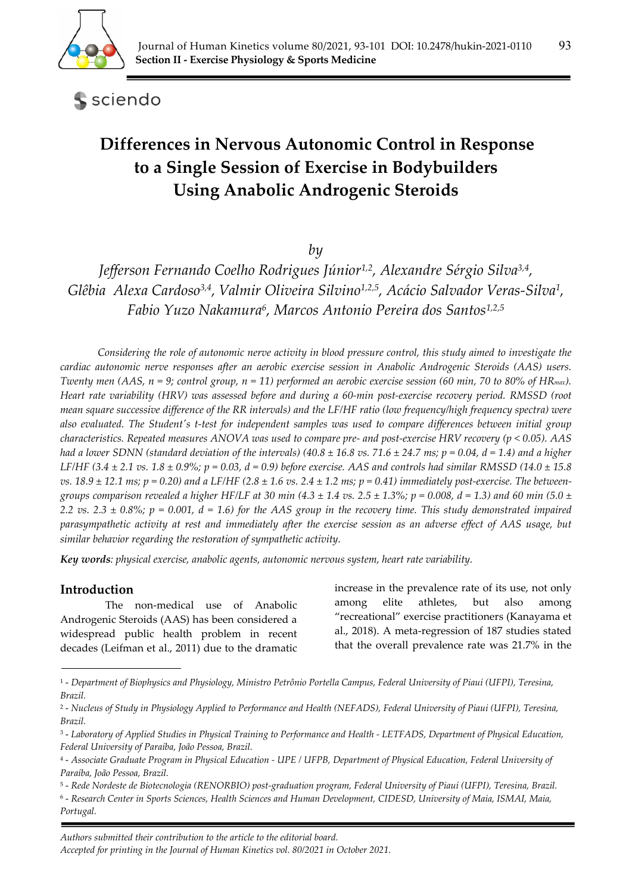# Differences in Nervous Autonomic Control in Response to a Single Session of Exercise in Bodybuilders Using Anabolic Androgenic Steroids

*by*

*Jefferson Fernando Coelho Rodrigues Júnior*[1,2], *Alexandre Sérgio Silva*[3,4], *Glêbia Alexa Cardoso*[3,4], *Valmir Oliveira Silvino*[1,2,5], *Acácio Salvador Veras-Silva*[1], *Fabio Yuzo Nakamura*[6], *Marcos Antonio Pereira dos Santos*[1,2,5]

*Considering the role of autonomic nerve activity in blood pressure control, this study aimed to investigate the cardiac autonomic nerve responses after an aerobic exercise session in Anabolic Androgenic Steroids (AAS) users. Twenty men (AAS, n = 9; control group, n = 11) performed an aerobic exercise session (60 min, 70 to 80% of $HR_{max}$). Heart rate variability (HRV) was assessed before and during a 60-min post-exercise recovery period. RMSSD (root mean square successive difference of the RR intervals) and the LF/HF ratio (low frequency/high frequency spectra) were also evaluated. The Student's t-test for independent samples was used to compare differences between initial group characteristics. Repeated measures ANOVA was used to compare pre- and post-exercise HRV recovery ($p < 0.05$). AAS had a lower SDNN (standard deviation of the intervals) (40.8 ± 16.8 vs. 71.6 ± 24.7 ms; $p = 0.04$, $d = 1.4$) and a higher LF/HF (3.4 ± 2.1 vs. 1.8 ± 0.9%; $p = 0.03$, $d = 0.9$) before exercise. AAS and controls had similar RMSSD (14.0 ± 15.8 vs. 18.9 ± 12.1 ms; $p = 0.20$) and a LF/HF (2.8 ± 1.6 vs. 2.4 ± 1.2 ms; $p = 0.41$) immediately post-exercise. The between-groups comparison revealed a higher HF/LF at 30 min (4.3 ± 1.4 vs. 2.5 ± 1.3%; $p = 0.008$, $d = 1.3$) and 60 min (5.0 ± 2.2 vs. 2.3 ± 0.8%; $p = 0.001$, $d = 1.6$) for the AAS group in the recovery time. This study demonstrated impaired parasympathetic activity at rest and immediately after the exercise session as an adverse effect of AAS usage, but similar behavior regarding the restoration of sympathetic activity.*

***Key words**: physical exercise, anabolic agents, autonomic nervous system, heart rate variability.*

## Introduction

The non-medical use of Anabolic Androgenic Steroids (AAS) has been considered a widespread public health problem in recent decades (Leifman et al., 2011) due to the dramatic increase in the prevalence rate of its use, not only among elite athletes, but also among "recreational" exercise practitioners (Kanayama et al., 2018). A meta-regression of 187 studies stated that the overall prevalence rate was 21.7% in the

[1] - *Department of Biophysics and Physiology, Ministro Petrônio Portella Campus, Federal University of Piauí (UFPI), Teresina, Brazil.*
[2] - *Nucleus of Study in Physiology Applied to Performance and Health (NEFADS), Federal University of Piaui (UFPI), Teresina, Brazil.*
[3] - *Laboratory of Applied Studies in Physical Training to Performance and Health - LETFADS, Department of Physical Education, Federal University of Paraíba, João Pessoa, Brazil.*
[4] - *Associate Graduate Program in Physical Education - UPE / UFPB, Department of Physical Education, Federal University of Paraíba, João Pessoa, Brazil.*
[5] - *Rede Nordeste de Biotecnologia (RENORBIO) post-graduation program, Federal University of Piauí (UFPI), Teresina, Brazil.*
[6] - *Research Center in Sports Sciences, Health Sciences and Human Development, CIDESD, University of Maia, ISMAI, Maia, Portugal.*

*Authors submitted their contribution to the article to the editorial board.*
*Accepted for printing in the Journal of Human Kinetics vol. 80/2021 in October 2021.*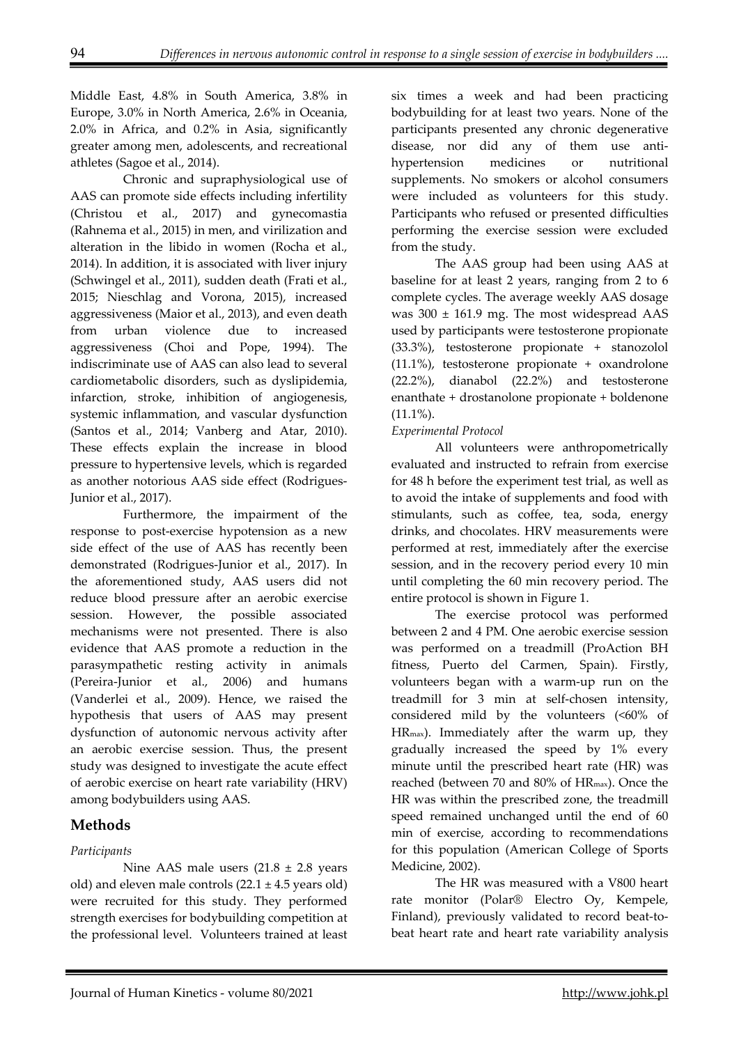Middle East, 4.8% in South America, 3.8% in Europe, 3.0% in North America, 2.6% in Oceania, 2.0% in Africa, and 0.2% in Asia, significantly greater among men, adolescents, and recreational athletes (Sagoe et al., 2014).

Chronic and supraphysiological use of AAS can promote side effects including infertility (Christou et al., 2017) and gynecomastia (Rahnema et al., 2015) in men, and virilization and alteration in the libido in women (Rocha et al., 2014). In addition, it is associated with liver injury (Schwingel et al., 2011), sudden death (Frati et al., 2015; Nieschlag and Vorona, 2015), increased aggressiveness (Maior et al., 2013), and even death from urban violence due to increased aggressiveness (Choi and Pope, 1994). The indiscriminate use of AAS can also lead to several cardiometabolic disorders, such as dyslipidemia, infarction, stroke, inhibition of angiogenesis, systemic inflammation, and vascular dysfunction (Santos et al., 2014; Vanberg and Atar, 2010). These effects explain the increase in blood pressure to hypertensive levels, which is regarded as another notorious AAS side effect (Rodrigues-Junior et al., 2017).

Furthermore, the impairment of the response to post-exercise hypotension as a new side effect of the use of AAS has recently been demonstrated (Rodrigues-Junior et al., 2017). In the aforementioned study, AAS users did not reduce blood pressure after an aerobic exercise session. However, the possible associated mechanisms were not presented. There is also evidence that AAS promote a reduction in the parasympathetic resting activity in animals (Pereira-Junior et al., 2006) and humans (Vanderlei et al., 2009). Hence, we raised the hypothesis that users of AAS may present dysfunction of autonomic nervous activity after an aerobic exercise session. Thus, the present study was designed to investigate the acute effect of aerobic exercise on heart rate variability (HRV) among bodybuilders using AAS.

## Methods

### *Participants*

Nine AAS male users (21.8 ± 2.8 years old) and eleven male controls (22.1 ± 4.5 years old) were recruited for this study. They performed strength exercises for bodybuilding competition at the professional level. Volunteers trained at least six times a week and had been practicing bodybuilding for at least two years. None of the participants presented any chronic degenerative disease, nor did any of them use anti-hypertension medicines or nutritional supplements. No smokers or alcohol consumers were included as volunteers for this study. Participants who refused or presented difficulties performing the exercise session were excluded from the study.

The AAS group had been using AAS at baseline for at least 2 years, ranging from 2 to 6 complete cycles. The average weekly AAS dosage was 300 ± 161.9 mg. The most widespread AAS used by participants were testosterone propionate (33.3%), testosterone propionate + stanozolol (11.1%), testosterone propionate + oxandrolone (22.2%), dianabol (22.2%) and testosterone enanthate + drostanolone propionate + boldenone (11.1%).

### *Experimental Protocol*

All volunteers were anthropometrically evaluated and instructed to refrain from exercise for 48 h before the experiment test trial, as well as to avoid the intake of supplements and food with stimulants, such as coffee, tea, soda, energy drinks, and chocolates. HRV measurements were performed at rest, immediately after the exercise session, and in the recovery period every 10 min until completing the 60 min recovery period. The entire protocol is shown in Figure 1.

The exercise protocol was performed between 2 and 4 PM. One aerobic exercise session was performed on a treadmill (ProAction BH fitness, Puerto del Carmen, Spain). Firstly, volunteers began with a warm-up run on the treadmill for 3 min at self-chosen intensity, considered mild by the volunteers (<60% of $HR_{max}$). Immediately after the warm up, they gradually increased the speed by 1% every minute until the prescribed heart rate (HR) was reached (between 70 and 80% of $HR_{max}$). Once the HR was within the prescribed zone, the treadmill speed remained unchanged until the end of 60 min of exercise, according to recommendations for this population (American College of Sports Medicine, 2002).

The HR was measured with a V800 heart rate monitor (Polar® Electro Oy, Kempele, Finland), previously validated to record beat-to-beat heart rate and heart rate variability analysis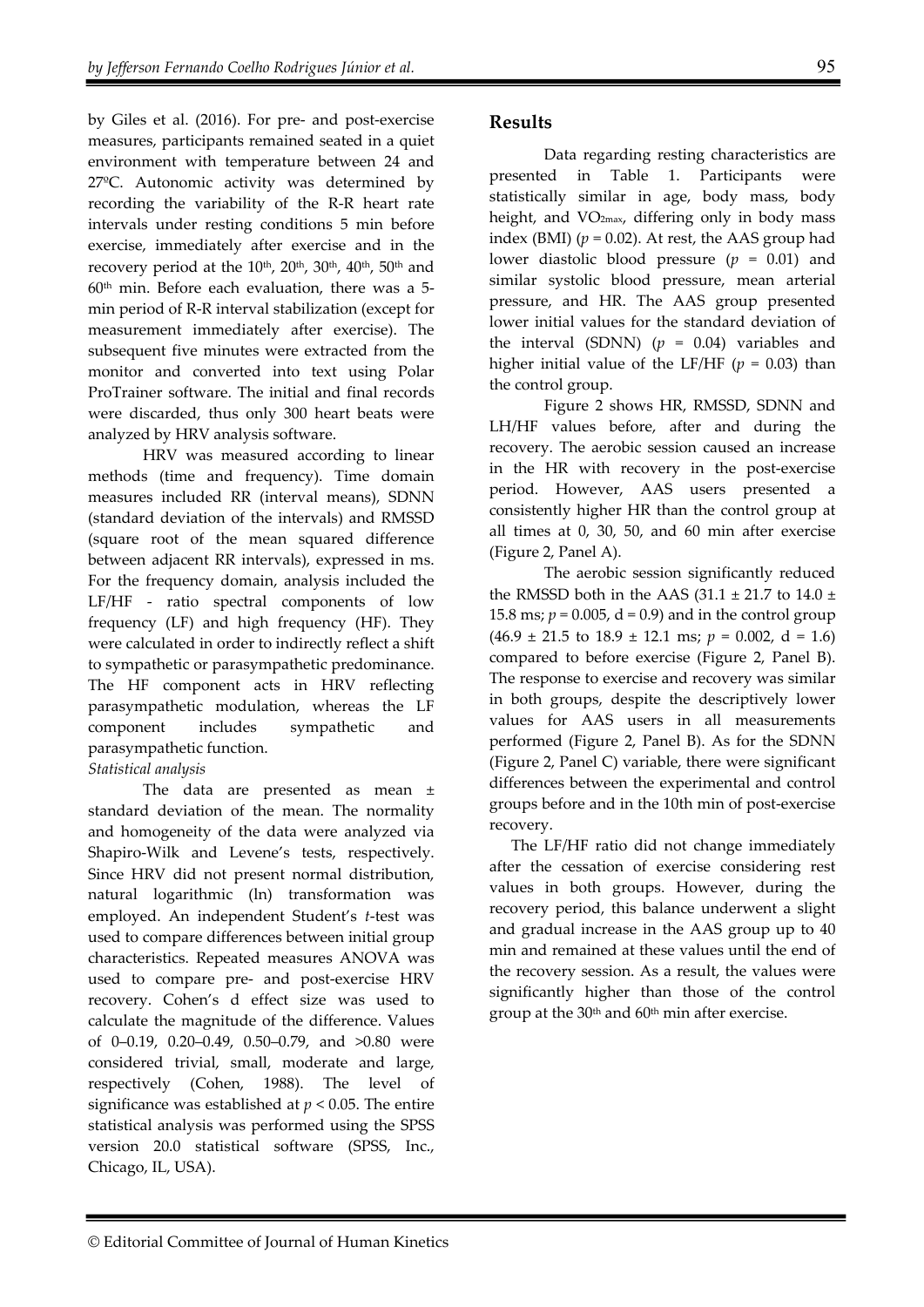by Giles et al. (2016). For pre- and post-exercise measures, participants remained seated in a quiet environment with temperature between 24 and 27ºC. Autonomic activity was determined by recording the variability of the R-R heart rate intervals under resting conditions 5 min before exercise, immediately after exercise and in the recovery period at the 10th, 20th, 30th, 40th, 50th and 60th min. Before each evaluation, there was a 5-min period of R-R interval stabilization (except for measurement immediately after exercise). The subsequent five minutes were extracted from the monitor and converted into text using Polar ProTrainer software. The initial and final records were discarded, thus only 300 heart beats were analyzed by HRV analysis software.

HRV was measured according to linear methods (time and frequency). Time domain measures included RR (interval means), SDNN (standard deviation of the intervals) and RMSSD (square root of the mean squared difference between adjacent RR intervals), expressed in ms. For the frequency domain, analysis included the LF/HF - ratio spectral components of low frequency (LF) and high frequency (HF). They were calculated in order to indirectly reflect a shift to sympathetic or parasympathetic predominance. The HF component acts in HRV reflecting parasympathetic modulation, whereas the LF component includes sympathetic and parasympathetic function.

*Statistical analysis*

The data are presented as mean ± standard deviation of the mean. The normality and homogeneity of the data were analyzed via Shapiro-Wilk and Levene's tests, respectively. Since HRV did not present normal distribution, natural logarithmic (ln) transformation was employed. An independent Student's *t*-test was used to compare differences between initial group characteristics. Repeated measures ANOVA was used to compare pre- and post-exercise HRV recovery. Cohen's d effect size was used to calculate the magnitude of the difference. Values of 0–0.19, 0.20–0.49, 0.50–0.79, and >0.80 were considered trivial, small, moderate and large, respectively (Cohen, 1988). The level of significance was established at $p < 0.05$. The entire statistical analysis was performed using the SPSS version 20.0 statistical software (SPSS, Inc., Chicago, IL, USA).

## Results

Data regarding resting characteristics are presented in Table 1. Participants were statistically similar in age, body mass, body height, and $VO_{2max}$, differing only in body mass index (BMI) ($p = 0.02$). At rest, the AAS group had lower diastolic blood pressure ($p = 0.01$) and similar systolic blood pressure, mean arterial pressure, and HR. The AAS group presented lower initial values for the standard deviation of the interval (SDNN) ($p = 0.04$) variables and higher initial value of the LF/HF ($p = 0.03$) than the control group.

Figure 2 shows HR, RMSSD, SDNN and LH/HF values before, after and during the recovery. The aerobic session caused an increase in the HR with recovery in the post-exercise period. However, AAS users presented a consistently higher HR than the control group at all times at 0, 30, 50, and 60 min after exercise (Figure 2, Panel A).

The aerobic session significantly reduced the RMSSD both in the AAS (31.1 ± 21.7 to 14.0 ± 15.8 ms; $p = 0.005$, d = 0.9) and in the control group (46.9 ± 21.5 to 18.9 ± 12.1 ms; $p = 0.002$, d = 1.6) compared to before exercise (Figure 2, Panel B). The response to exercise and recovery was similar in both groups, despite the descriptively lower values for AAS users in all measurements performed (Figure 2, Panel B). As for the SDNN (Figure 2, Panel C) variable, there were significant differences between the experimental and control groups before and in the 10th min of post-exercise recovery.

The LF/HF ratio did not change immediately after the cessation of exercise considering rest values in both groups. However, during the recovery period, this balance underwent a slight and gradual increase in the AAS group up to 40 min and remained at these values until the end of the recovery session. As a result, the values were significantly higher than those of the control group at the 30th and 60th min after exercise.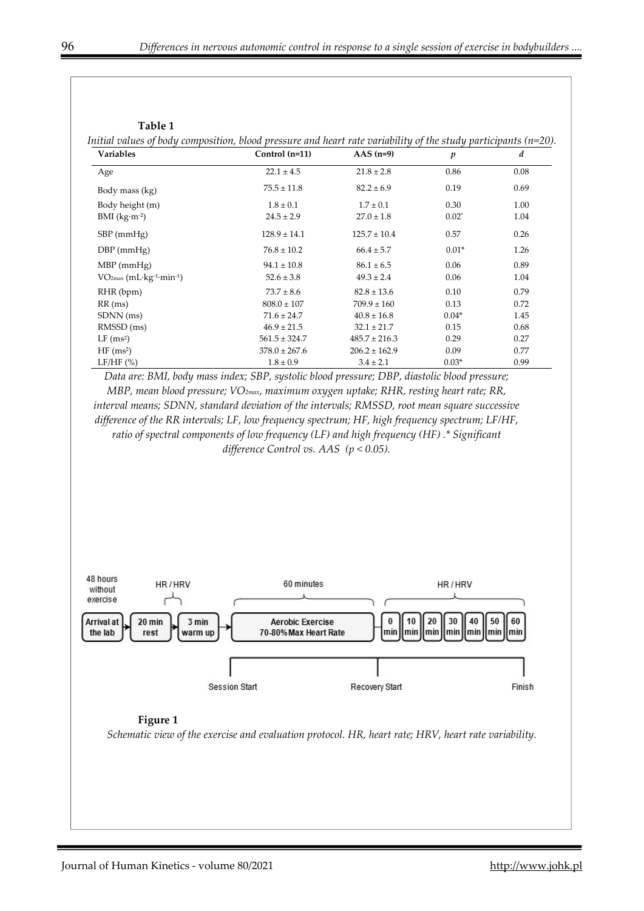**Table 1**

*Initial values of body composition, blood pressure and heart rate variability of the study participants (n=20).*

| Variables | Control (n=11) | AAS (n=9) | *p* | *d* |
|---|---|---|---|---|
| Age | 22.1 ± 4.5 | 21.8 ± 2.8 | 0.86 | 0.08 |
| Body mass (kg) | 75.5 ± 11.8 | 82.2 ± 6.9 | 0.19 | 0.69 |
| Body height (m) | 1.8 ± 0.1 | 1.7 ± 0.1 | 0.30 | 1.00 |
| BMI ($kg \cdot m^{-2}$) | 24.5 ± 2.9 | 27.0 ± 1.8 | 0.02* | 1.04 |
| SBP (mmHg) | 128.9 ± 14.1 | 125.7 ± 10.4 | 0.57 | 0.26 |
| DBP (mmHg) | 76.8 ± 10.2 | 66.4 ± 5.7 | 0.01* | 1.26 |
| MBP (mmHg) | 94.1 ± 10.8 | 86.1 ± 6.5 | 0.06 | 0.89 |
| $VO_{2max}$ ($mL \cdot kg^{-1} \cdot min^{-1}$) | 52.6 ± 3.8 | 49.3 ± 2.4 | 0.06 | 1.04 |
| RHR (bpm) | 73.7 ± 8.6 | 82.8 ± 13.6 | 0.10 | 0.79 |
| RR (ms) | 808.0 ± 107 | 709.9 ± 160 | 0.13 | 0.72 |
| SDNN (ms) | 71.6 ± 24.7 | 40.8 ± 16.8 | 0.04* | 1.45 |
| RMSSD (ms) | 46.9 ± 21.5 | 32.1 ± 21.7 | 0.15 | 0.68 |
| LF ($ms^2$) | 561.5 ± 324.7 | 485.7 ± 216.3 | 0.29 | 0.27 |
| HF ($ms^2$) | 378.0 ± 267.6 | 206.2 ± 162.9 | 0.09 | 0.77 |
| LF/HF (%) | 1.8 ± 0.9 | 3.4 ± 2.1 | 0.03* | 0.99 |

*Data are: BMI, body mass index; SBP, systolic blood pressure; DBP, diastolic blood pressure; MBP, mean blood pressure; $VO_{2max}$, maximum oxygen uptake; RHR, resting heart rate; RR, interval means; SDNN, standard deviation of the intervals; RMSSD, root mean square successive difference of the RR intervals; LF, low frequency spectrum; HF, high frequency spectrum; LF/HF, ratio of spectral components of low frequency (LF) and high frequency (HF) .* Significant difference Control vs. AAS ($p < 0.05$).*

48 hours without exercise — Arrival at the lab → 20 min rest → 3 min warm up (HR / HRV) → Aerobic Exercise 70-80% Max Heart Rate (60 minutes) → HR / HRV: 0 min, 10 min, 20 min, 30 min, 40 min, 50 min, 60 min

Session Start — Recovery Start — Finish

**Figure 1**

*Schematic view of the exercise and evaluation protocol. HR, heart rate; HRV, heart rate variability.*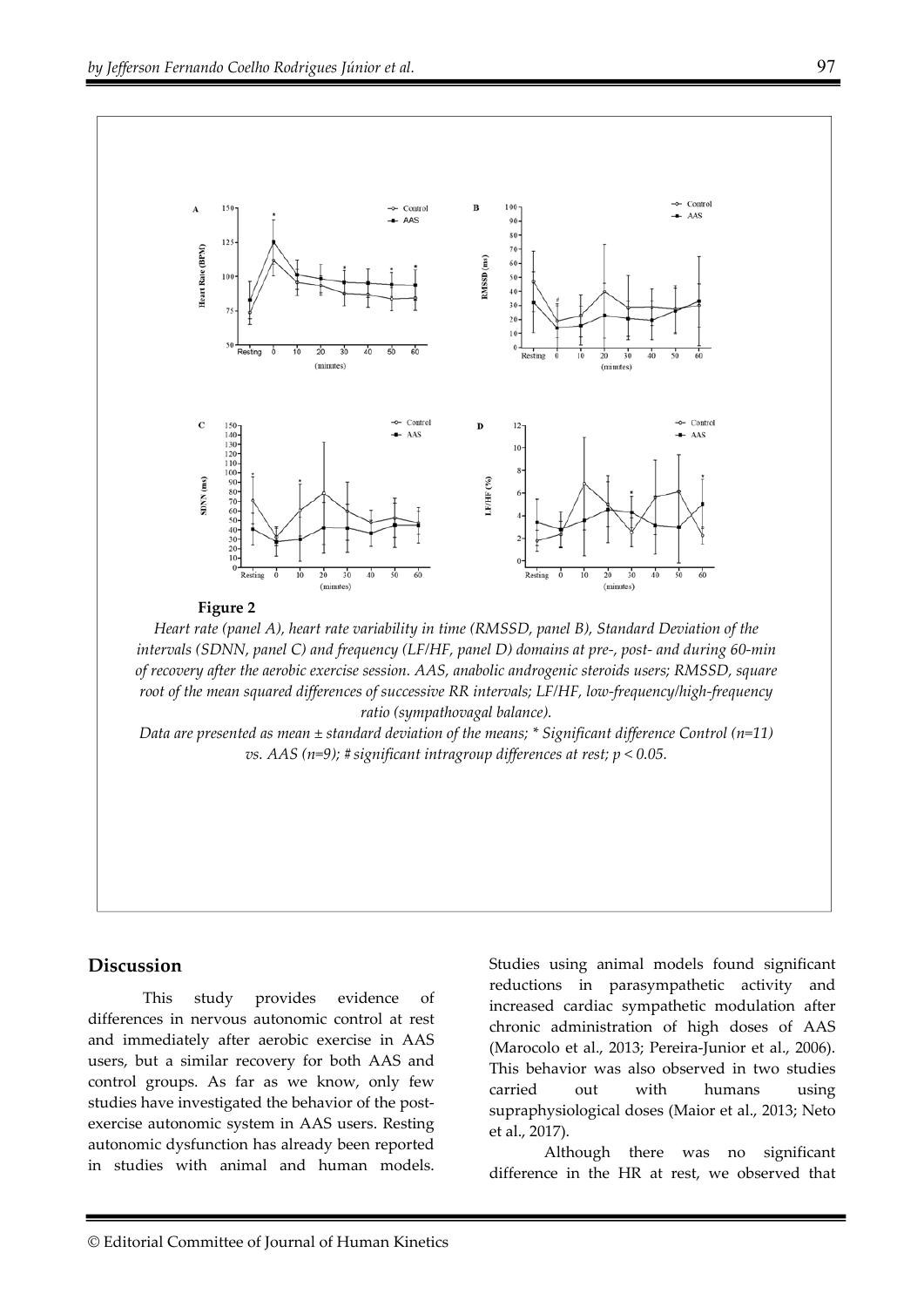**Figure 2**

*Heart rate (panel A), heart rate variability in time (RMSSD, panel B), Standard Deviation of the intervals (SDNN, panel C) and frequency (LF/HF, panel D) domains at pre-, post- and during 60-min of recovery after the aerobic exercise session. AAS, anabolic androgenic steroids users; RMSSD, square root of the mean squared differences of successive RR intervals; LF/HF, low-frequency/high-frequency ratio (sympathovagal balance).*

*Data are presented as mean ± standard deviation of the means; * Significant difference Control (n=11) vs. AAS (n=9); # significant intragroup differences at rest; $p < 0.05$.*

## Discussion

This study provides evidence of differences in nervous autonomic control at rest and immediately after aerobic exercise in AAS users, but a similar recovery for both AAS and control groups. As far as we know, only few studies have investigated the behavior of the post-exercise autonomic system in AAS users. Resting autonomic dysfunction has already been reported in studies with animal and human models. Studies using animal models found significant reductions in parasympathetic activity and increased cardiac sympathetic modulation after chronic administration of high doses of AAS (Marocolo et al., 2013; Pereira-Junior et al., 2006). This behavior was also observed in two studies carried out with humans using supraphysiological doses (Maior et al., 2013; Neto et al., 2017).

Although there was no significant difference in the HR at rest, we observed that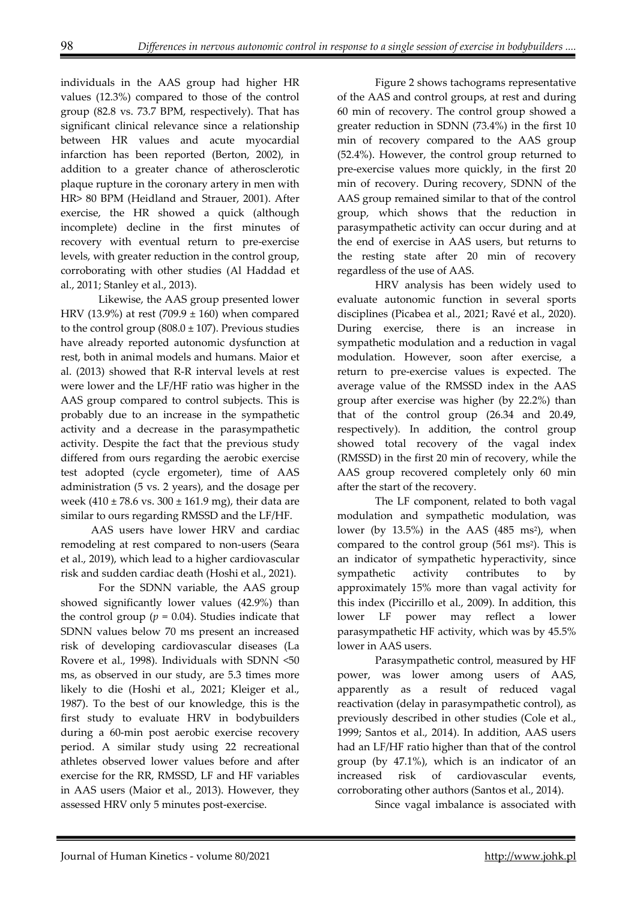individuals in the AAS group had higher HR values (12.3%) compared to those of the control group (82.8 vs. 73.7 BPM, respectively). That has significant clinical relevance since a relationship between HR values and acute myocardial infarction has been reported (Berton, 2002), in addition to a greater chance of atherosclerotic plaque rupture in the coronary artery in men with HR> 80 BPM (Heidland and Strauer, 2001). After exercise, the HR showed a quick (although incomplete) decline in the first minutes of recovery with eventual return to pre-exercise levels, with greater reduction in the control group, corroborating with other studies (Al Haddad et al., 2011; Stanley et al., 2013).

Likewise, the AAS group presented lower HRV (13.9%) at rest (709.9 ± 160) when compared to the control group (808.0 ± 107). Previous studies have already reported autonomic dysfunction at rest, both in animal models and humans. Maior et al. (2013) showed that R-R interval levels at rest were lower and the LF/HF ratio was higher in the AAS group compared to control subjects. This is probably due to an increase in the sympathetic activity and a decrease in the parasympathetic activity. Despite the fact that the previous study differed from ours regarding the aerobic exercise test adopted (cycle ergometer), time of AAS administration (5 vs. 2 years), and the dosage per week (410 ± 78.6 vs. 300 ± 161.9 mg), their data are similar to ours regarding RMSSD and the LF/HF.

AAS users have lower HRV and cardiac remodeling at rest compared to non-users (Seara et al., 2019), which lead to a higher cardiovascular risk and sudden cardiac death (Hoshi et al., 2021).

For the SDNN variable, the AAS group showed significantly lower values (42.9%) than the control group ($p = 0.04$). Studies indicate that SDNN values below 70 ms present an increased risk of developing cardiovascular diseases (La Rovere et al., 1998). Individuals with SDNN <50 ms, as observed in our study, are 5.3 times more likely to die (Hoshi et al., 2021; Kleiger et al., 1987). To the best of our knowledge, this is the first study to evaluate HRV in bodybuilders during a 60-min post aerobic exercise recovery period. A similar study using 22 recreational athletes observed lower values before and after exercise for the RR, RMSSD, LF and HF variables in AAS users (Maior et al., 2013). However, they assessed HRV only 5 minutes post-exercise.

Figure 2 shows tachograms representative of the AAS and control groups, at rest and during 60 min of recovery. The control group showed a greater reduction in SDNN (73.4%) in the first 10 min of recovery compared to the AAS group (52.4%). However, the control group returned to pre-exercise values more quickly, in the first 20 min of recovery. During recovery, SDNN of the AAS group remained similar to that of the control group, which shows that the reduction in parasympathetic activity can occur during and at the end of exercise in AAS users, but returns to the resting state after 20 min of recovery regardless of the use of AAS.

HRV analysis has been widely used to evaluate autonomic function in several sports disciplines (Picabea et al., 2021; Ravé et al., 2020). During exercise, there is an increase in sympathetic modulation and a reduction in vagal modulation. However, soon after exercise, a return to pre-exercise values is expected. The average value of the RMSSD index in the AAS group after exercise was higher (by 22.2%) than that of the control group (26.34 and 20.49, respectively). In addition, the control group showed total recovery of the vagal index (RMSSD) in the first 20 min of recovery, while the AAS group recovered completely only 60 min after the start of the recovery.

The LF component, related to both vagal modulation and sympathetic modulation, was lower (by 13.5%) in the AAS (485 ms$^2$), when compared to the control group (561 ms$^2$). This is an indicator of sympathetic hyperactivity, since sympathetic activity contributes to by approximately 15% more than vagal activity for this index (Piccirillo et al., 2009). In addition, this lower LF power may reflect a lower parasympathetic HF activity, which was by 45.5% lower in AAS users.

Parasympathetic control, measured by HF power, was lower among users of AAS, apparently as a result of reduced vagal reactivation (delay in parasympathetic control), as previously described in other studies (Cole et al., 1999; Santos et al., 2014). In addition, AAS users had an LF/HF ratio higher than that of the control group (by 47.1%), which is an indicator of an increased risk of cardiovascular events, corroborating other authors (Santos et al., 2014).

Since vagal imbalance is associated with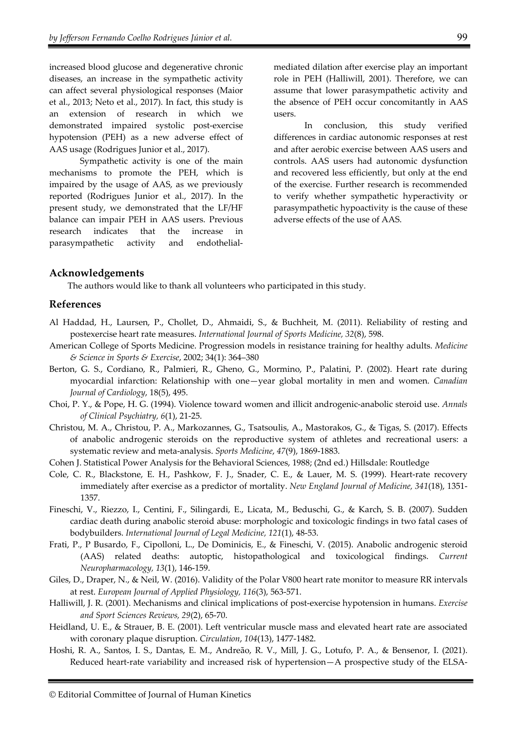increased blood glucose and degenerative chronic diseases, an increase in the sympathetic activity can affect several physiological responses (Maior et al., 2013; Neto et al., 2017). In fact, this study is an extension of research in which we demonstrated impaired systolic post-exercise hypotension (PEH) as a new adverse effect of AAS usage (Rodrigues Junior et al., 2017).

Sympathetic activity is one of the main mechanisms to promote the PEH, which is impaired by the usage of AAS, as we previously reported (Rodrigues Junior et al., 2017). In the present study, we demonstrated that the LF/HF balance can impair PEH in AAS users. Previous research indicates that the increase in parasympathetic activity and endothelial-mediated dilation after exercise play an important role in PEH (Halliwill, 2001). Therefore, we can assume that lower parasympathetic activity and the absence of PEH occur concomitantly in AAS users.

In conclusion, this study verified differences in cardiac autonomic responses at rest and after aerobic exercise between AAS users and controls. AAS users had autonomic dysfunction and recovered less efficiently, but only at the end of the exercise. Further research is recommended to verify whether sympathetic hyperactivity or parasympathetic hypoactivity is the cause of these adverse effects of the use of AAS.

## Acknowledgements

The authors would like to thank all volunteers who participated in this study.

## References

Al Haddad, H., Laursen, P., Chollet, D., Ahmaidi, S., & Buchheit, M. (2011). Reliability of resting and postexercise heart rate measures. *International Journal of Sports Medicine, 32*(8), 598.

American College of Sports Medicine. Progression models in resistance training for healthy adults. *Medicine & Science in Sports & Exercise*, 2002; 34(1): 364–380

Berton, G. S., Cordiano, R., Palmieri, R., Gheno, G., Mormino, P., Palatini, P. (2002). Heart rate during myocardial infarction: Relationship with one—year global mortality in men and women. *Canadian Journal of Cardiology*, 18(5), 495.

Choi, P. Y., & Pope, H. G. (1994). Violence toward women and illicit androgenic-anabolic steroid use. *Annals of Clinical Psychiatry, 6*(1), 21-25.

Christou, M. A., Christou, P. A., Markozannes, G., Tsatsoulis, A., Mastorakos, G., & Tigas, S. (2017). Effects of anabolic androgenic steroids on the reproductive system of athletes and recreational users: a systematic review and meta-analysis. *Sports Medicine*, *47*(9), 1869-1883.

Cohen J. Statistical Power Analysis for the Behavioral Sciences, 1988; (2nd ed.) Hillsdale: Routledge

Cole, C. R., Blackstone, E. H., Pashkow, F. J., Snader, C. E., & Lauer, M. S. (1999). Heart-rate recovery immediately after exercise as a predictor of mortality. *New England Journal of Medicine, 341*(18), 1351-1357.

Fineschi, V., Riezzo, I., Centini, F., Silingardi, E., Licata, M., Beduschi, G., & Karch, S. B. (2007). Sudden cardiac death during anabolic steroid abuse: morphologic and toxicologic findings in two fatal cases of bodybuilders. *International Journal of Legal Medicine, 121*(1), 48-53.

Frati, P., P Busardo, F., Cipolloni, L., De Dominicis, E., & Fineschi, V. (2015). Anabolic androgenic steroid (AAS) related deaths: autoptic, histopathological and toxicological findings. *Current Neuropharmacology, 13*(1), 146-159.

Giles, D., Draper, N., & Neil, W. (2016). Validity of the Polar V800 heart rate monitor to measure RR intervals at rest. *European Journal of Applied Physiology, 116*(3), 563-571.

Halliwill, J. R. (2001). Mechanisms and clinical implications of post-exercise hypotension in humans. *Exercise and Sport Sciences Reviews, 29*(2), 65-70.

Heidland, U. E., & Strauer, B. E. (2001). Left ventricular muscle mass and elevated heart rate are associated with coronary plaque disruption. *Circulation*, *104*(13), 1477-1482.

Hoshi, R. A., Santos, I. S., Dantas, E. M., Andreão, R. V., Mill, J. G., Lotufo, P. A., & Bensenor, I. (2021). Reduced heart-rate variability and increased risk of hypertension—A prospective study of the ELSA-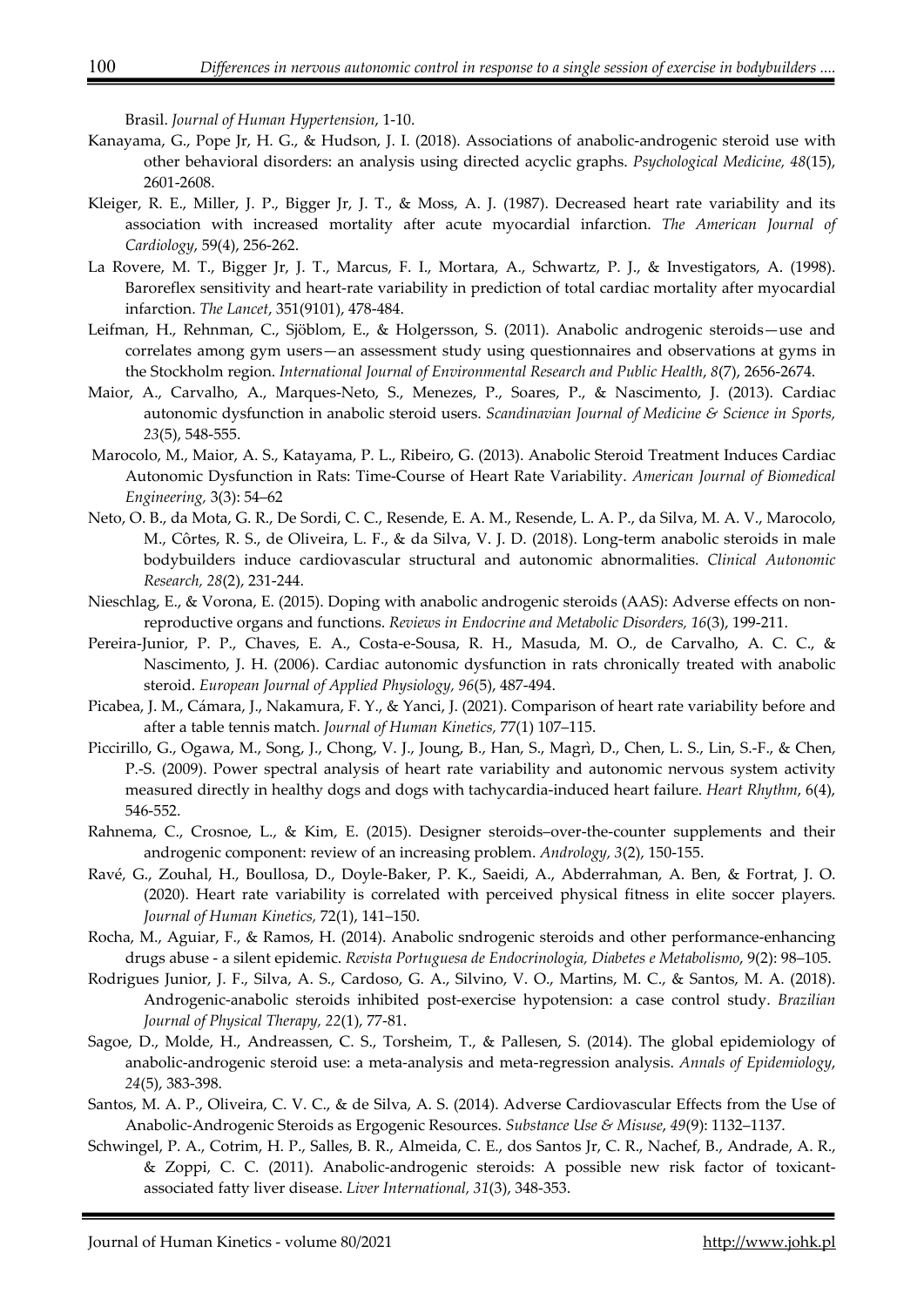Brasil. *Journal of Human Hypertension*, 1-10.

Kanayama, G., Pope Jr, H. G., & Hudson, J. I. (2018). Associations of anabolic-androgenic steroid use with other behavioral disorders: an analysis using directed acyclic graphs. *Psychological Medicine, 48*(15), 2601-2608.

Kleiger, R. E., Miller, J. P., Bigger Jr, J. T., & Moss, A. J. (1987). Decreased heart rate variability and its association with increased mortality after acute myocardial infarction. *The American Journal of Cardiology*, 59(4), 256-262.

La Rovere, M. T., Bigger Jr, J. T., Marcus, F. I., Mortara, A., Schwartz, P. J., & Investigators, A. (1998). Baroreflex sensitivity and heart-rate variability in prediction of total cardiac mortality after myocardial infarction. *The Lancet*, 351(9101), 478-484.

Leifman, H., Rehnman, C., Sjöblom, E., & Holgersson, S. (2011). Anabolic androgenic steroids—use and correlates among gym users—an assessment study using questionnaires and observations at gyms in the Stockholm region. *International Journal of Environmental Research and Public Health*, *8*(7), 2656-2674.

Maior, A., Carvalho, A., Marques-Neto, S., Menezes, P., Soares, P., & Nascimento, J. (2013). Cardiac autonomic dysfunction in anabolic steroid users. *Scandinavian Journal of Medicine & Science in Sports, 23*(5), 548-555.

Marocolo, M., Maior, A. S., Katayama, P. L., Ribeiro, G. (2013). Anabolic Steroid Treatment Induces Cardiac Autonomic Dysfunction in Rats: Time-Course of Heart Rate Variability. *American Journal of Biomedical Engineering,* 3(3): 54–62

Neto, O. B., da Mota, G. R., De Sordi, C. C., Resende, E. A. M., Resende, L. A. P., da Silva, M. A. V., Marocolo, M., Côrtes, R. S., de Oliveira, L. F., & da Silva, V. J. D. (2018). Long-term anabolic steroids in male bodybuilders induce cardiovascular structural and autonomic abnormalities. *Clinical Autonomic Research, 28*(2), 231-244.

Nieschlag, E., & Vorona, E. (2015). Doping with anabolic androgenic steroids (AAS): Adverse effects on non-reproductive organs and functions. *Reviews in Endocrine and Metabolic Disorders, 16*(3), 199-211.

Pereira-Junior, P. P., Chaves, E. A., Costa-e-Sousa, R. H., Masuda, M. O., de Carvalho, A. C. C., & Nascimento, J. H. (2006). Cardiac autonomic dysfunction in rats chronically treated with anabolic steroid. *European Journal of Applied Physiology, 96*(5), 487-494.

Picabea, J. M., Cámara, J., Nakamura, F. Y., & Yanci, J. (2021). Comparison of heart rate variability before and after a table tennis match. *Journal of Human Kinetics,* 77(1) 107–115.

Piccirillo, G., Ogawa, M., Song, J., Chong, V. J., Joung, B., Han, S., Magrì, D., Chen, L. S., Lin, S.-F., & Chen, P.-S. (2009). Power spectral analysis of heart rate variability and autonomic nervous system activity measured directly in healthy dogs and dogs with tachycardia-induced heart failure. *Heart Rhythm*, 6(4), 546-552.

Rahnema, C., Crosnoe, L., & Kim, E. (2015). Designer steroids–over-the-counter supplements and their androgenic component: review of an increasing problem. *Andrology, 3*(2), 150-155.

Ravé, G., Zouhal, H., Boullosa, D., Doyle-Baker, P. K., Saeidi, A., Abderrahman, A. Ben, & Fortrat, J. O. (2020). Heart rate variability is correlated with perceived physical fitness in elite soccer players. *Journal of Human Kinetics,* 72(1), 141–150.

Rocha, M., Aguiar, F., & Ramos, H. (2014). Anabolic sndrogenic steroids and other performance-enhancing drugs abuse - a silent epidemic. *Revista Portuguesa de Endocrinologia, Diabetes e Metabolismo*, 9(2): 98–105.

Rodrigues Junior, J. F., Silva, A. S., Cardoso, G. A., Silvino, V. O., Martins, M. C., & Santos, M. A. (2018). Androgenic-anabolic steroids inhibited post-exercise hypotension: a case control study. *Brazilian Journal of Physical Therapy, 22*(1), 77-81.

Sagoe, D., Molde, H., Andreassen, C. S., Torsheim, T., & Pallesen, S. (2014). The global epidemiology of anabolic-androgenic steroid use: a meta-analysis and meta-regression analysis. *Annals of Epidemiology*, *24*(5), 383-398.

Santos, M. A. P., Oliveira, C. V. C., & de Silva, A. S. (2014). Adverse Cardiovascular Effects from the Use of Anabolic-Androgenic Steroids as Ergogenic Resources. *Substance Use & Misuse*, *49*(9): 1132–1137.

Schwingel, P. A., Cotrim, H. P., Salles, B. R., Almeida, C. E., dos Santos Jr, C. R., Nachef, B., Andrade, A. R., & Zoppi, C. C. (2011). Anabolic-androgenic steroids: A possible new risk factor of toxicant-associated fatty liver disease. *Liver International, 31*(3), 348-353.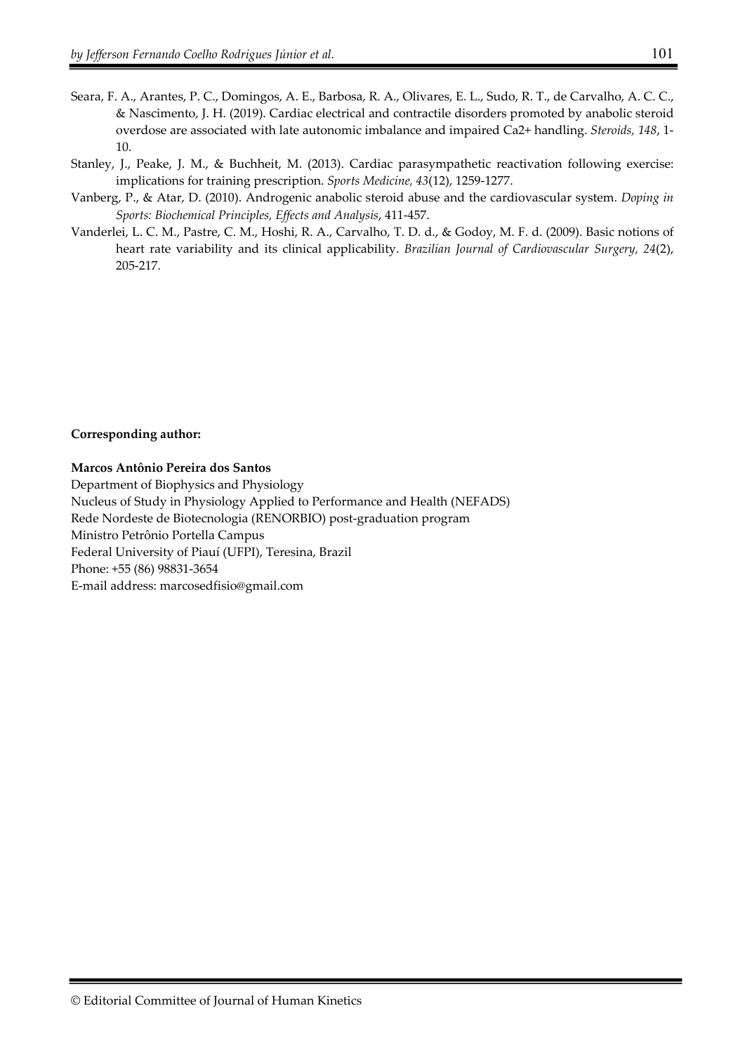Seara, F. A., Arantes, P. C., Domingos, A. E., Barbosa, R. A., Olivares, E. L., Sudo, R. T., de Carvalho, A. C. C., & Nascimento, J. H. (2019). Cardiac electrical and contractile disorders promoted by anabolic steroid overdose are associated with late autonomic imbalance and impaired Ca2+ handling. *Steroids, 148*, 1-10.

Stanley, J., Peake, J. M., & Buchheit, M. (2013). Cardiac parasympathetic reactivation following exercise: implications for training prescription. *Sports Medicine, 43*(12), 1259-1277.

Vanberg, P., & Atar, D. (2010). Androgenic anabolic steroid abuse and the cardiovascular system. *Doping in Sports: Biochemical Principles, Effects and Analysis*, 411-457.

Vanderlei, L. C. M., Pastre, C. M., Hoshi, R. A., Carvalho, T. D. d., & Godoy, M. F. d. (2009). Basic notions of heart rate variability and its clinical applicability. *Brazilian Journal of Cardiovascular Surgery, 24*(2), 205-217.

**Corresponding author:**

**Marcos Antônio Pereira dos Santos**
Department of Biophysics and Physiology
Nucleus of Study in Physiology Applied to Performance and Health (NEFADS)
Rede Nordeste de Biotecnologia (RENORBIO) post-graduation program
Ministro Petrônio Portella Campus
Federal University of Piauí (UFPI), Teresina, Brazil
Phone: +55 (86) 98831-3654
E-mail address: marcosedfisio@gmail.com